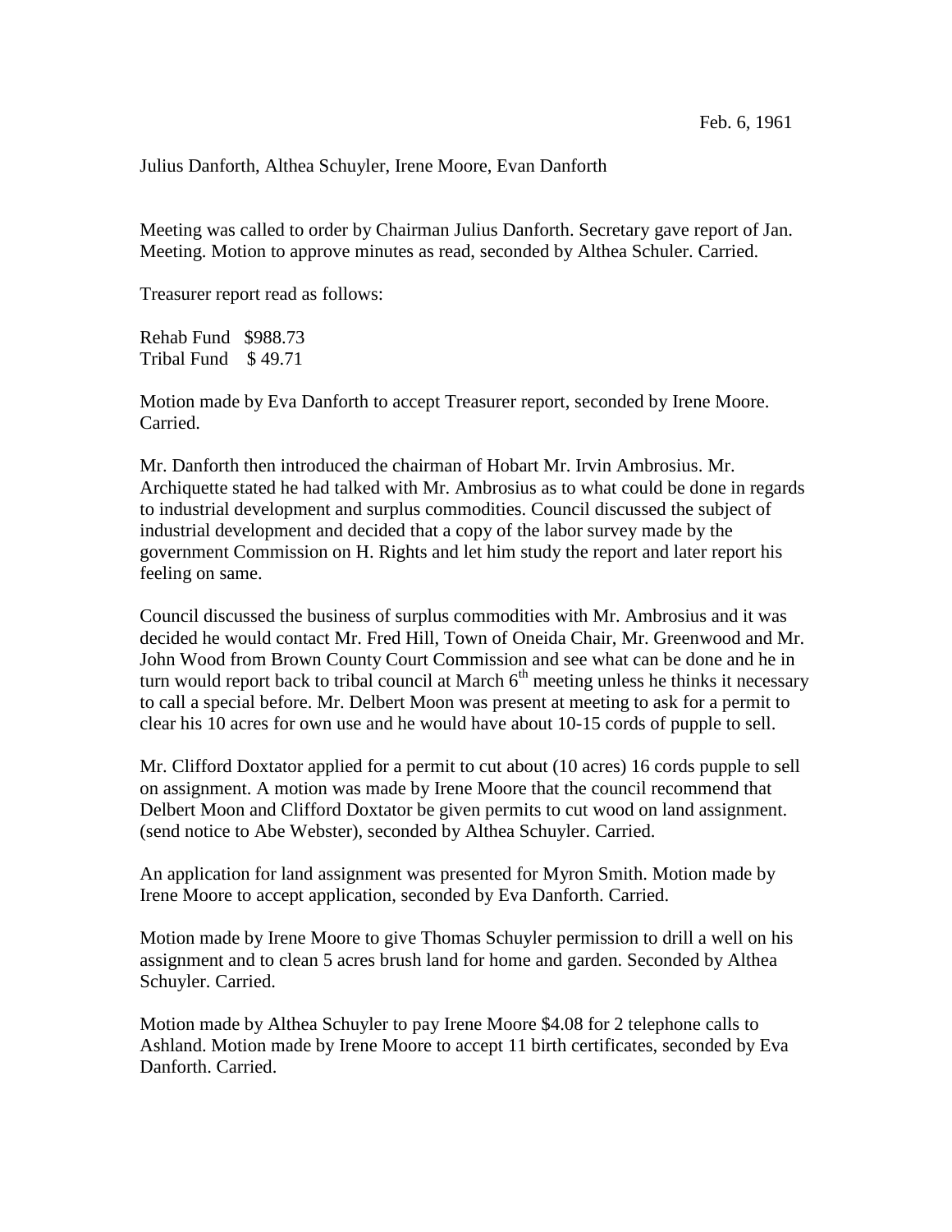Feb. 6, 1961

Julius Danforth, Althea Schuyler, Irene Moore, Evan Danforth

Meeting was called to order by Chairman Julius Danforth. Secretary gave report of Jan. Meeting. Motion to approve minutes as read, seconded by Althea Schuler. Carried.

Treasurer report read as follows:

Rehab Fund $988.73
Tribal Fund $ 49.71

Motion made by Eva Danforth to accept Treasurer report, seconded by Irene Moore. Carried.

Mr. Danforth then introduced the chairman of Hobart Mr. Irvin Ambrosius. Mr. Archiquette stated he had talked with Mr. Ambrosius as to what could be done in regards to industrial development and surplus commodities. Council discussed the subject of industrial development and decided that a copy of the labor survey made by the government Commission on H. Rights and let him study the report and later report his feeling on same.

Council discussed the business of surplus commodities with Mr. Ambrosius and it was decided he would contact Mr. Fred Hill, Town of Oneida Chair, Mr. Greenwood and Mr. John Wood from Brown County Court Commission and see what can be done and he in turn would report back to tribal council at March 6th meeting unless he thinks it necessary to call a special before. Mr. Delbert Moon was present at meeting to ask for a permit to clear his 10 acres for own use and he would have about 10-15 cords of pupple to sell.

Mr. Clifford Doxtator applied for a permit to cut about (10 acres) 16 cords pupple to sell on assignment. A motion was made by Irene Moore that the council recommend that Delbert Moon and Clifford Doxtator be given permits to cut wood on land assignment. (send notice to Abe Webster), seconded by Althea Schuyler. Carried.

An application for land assignment was presented for Myron Smith. Motion made by Irene Moore to accept application, seconded by Eva Danforth. Carried.

Motion made by Irene Moore to give Thomas Schuyler permission to drill a well on his assignment and to clean 5 acres brush land for home and garden. Seconded by Althea Schuyler. Carried.

Motion made by Althea Schuyler to pay Irene Moore $4.08 for 2 telephone calls to Ashland. Motion made by Irene Moore to accept 11 birth certificates, seconded by Eva Danforth. Carried.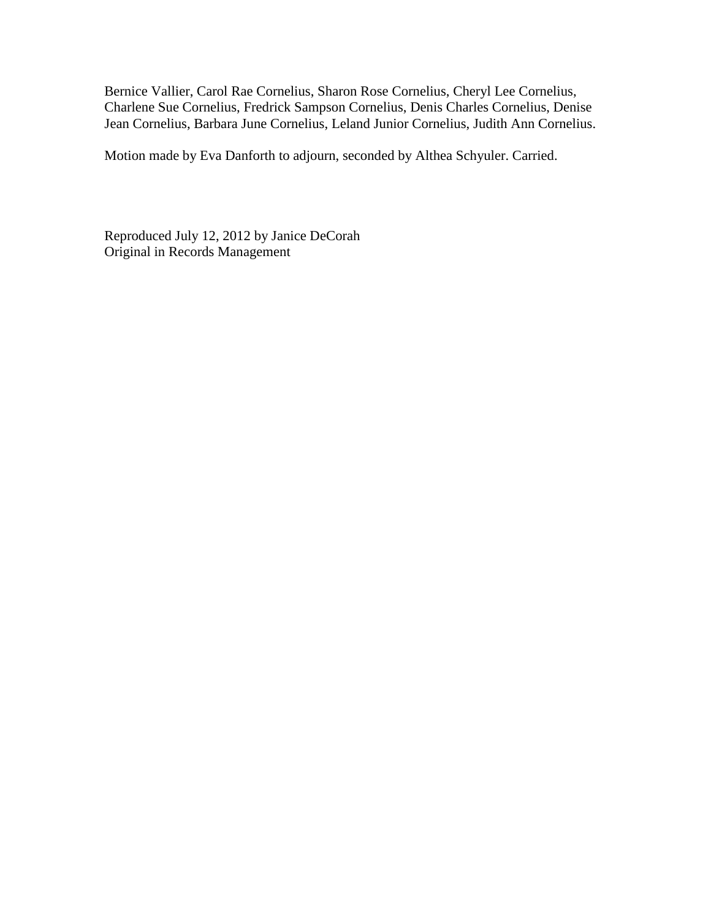Bernice Vallier, Carol Rae Cornelius, Sharon Rose Cornelius, Cheryl Lee Cornelius, Charlene Sue Cornelius, Fredrick Sampson Cornelius, Denis Charles Cornelius, Denise Jean Cornelius, Barbara June Cornelius, Leland Junior Cornelius, Judith Ann Cornelius.

Motion made by Eva Danforth to adjourn, seconded by Althea Schyuler. Carried.

Reproduced July 12, 2012 by Janice DeCorah
Original in Records Management